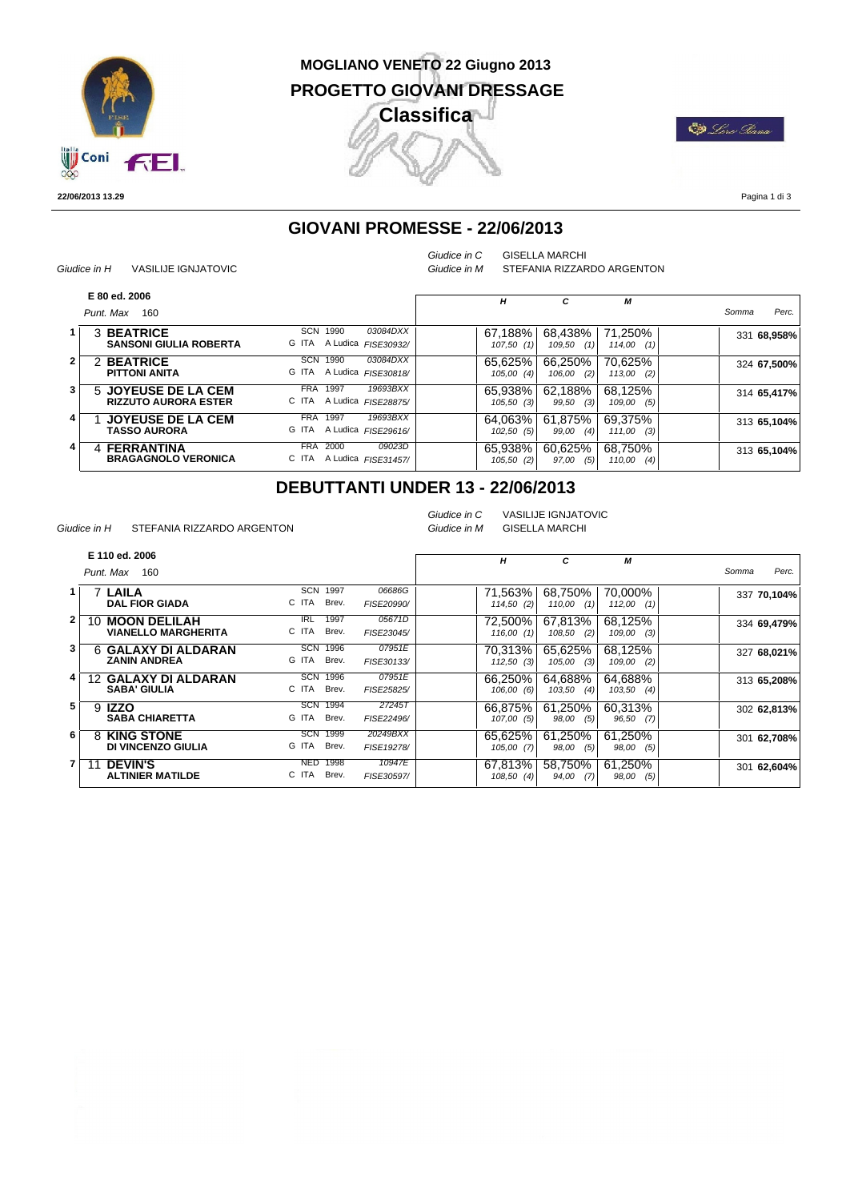# MOGLIANO VENETO 22 Giugno 2013

## PROGETTO GIOVANI DRESSAGE

### Classifica

22/06/2013 13.29

## GIOVANI PROMESSE - 22/06/2013

*Giudice in H* VASILIJE IGNJATOVIC
*Giudice in C* GISELLA MARCHI
*Giudice in M* STEFANIA RIZZARDO ARGENTON

**E 80 ed. 2006**
*Punt. Max* 160

| Pos. | N. Cavallo / Cavaliere | Dati | H | C | M | Somma | Perc. |
|---|---|---|---|---|---|---|---|
| 1 | 3 **BEATRICE** **SANSONI GIULIA ROBERTA** | SCN 1990 03084DXX G ITA A Ludica FISE30932/ | 67,188% *107,50 (1)* | 68,438% *109,50 (1)* | 71,250% *114,00 (1)* | 331 | **68,958%** |
| 2 | 2 **BEATRICE** **PITTONI ANITA** | SCN 1990 03084DXX G ITA A Ludica FISE30818/ | 65,625% *105,00 (4)* | 66,250% *106,00 (2)* | 70,625% *113,00 (2)* | 324 | **67,500%** |
| 3 | 5 **JOYEUSE DE LA CEM** **RIZZUTO AURORA ESTER** | FRA 1997 19693BXX C ITA A Ludica FISE28875/ | 65,938% *105,50 (3)* | 62,188% *99,50 (3)* | 68,125% *109,00 (5)* | 314 | **65,417%** |
| 4 | 1 **JOYEUSE DE LA CEM** **TASSO AURORA** | FRA 1997 19693BXX G ITA A Ludica FISE29616/ | 64,063% *102,50 (5)* | 61,875% *99,00 (4)* | 69,375% *111,00 (3)* | 313 | **65,104%** |
| 4 | 4 **FERRANTINA** **BRAGAGNOLO VERONICA** | FRA 2000 09023D C ITA A Ludica FISE31457/ | 65,938% *105,50 (2)* | 60,625% *97,00 (5)* | 68,750% *110,00 (4)* | 313 | **65,104%** |

## DEBUTTANTI UNDER 13 - 22/06/2013

*Giudice in H* STEFANIA RIZZARDO ARGENTON
*Giudice in C* VASILIJE IGNJATOVIC
*Giudice in M* GISELLA MARCHI

**E 110 ed. 2006**
*Punt. Max* 160

| Pos. | N. Cavallo / Cavaliere | Dati | H | C | M | Somma | Perc. |
|---|---|---|---|---|---|---|---|
| 1 | 7 **LAILA** **DAL FIOR GIADA** | SCN 1997 06686G C ITA Brev. FISE20990/ | 71,563% *114,50 (2)* | 68,750% *110,00 (1)* | 70,000% *112,00 (1)* | 337 | **70,104%** |
| 2 | 10 **MOON DELILAH** **VIANELLO MARGHERITA** | IRL 1997 05671D C ITA Brev. FISE23045/ | 72,500% *116,00 (1)* | 67,813% *108,50 (2)* | 68,125% *109,00 (3)* | 334 | **69,479%** |
| 3 | 6 **GALAXY DI ALDARAN** **ZANIN ANDREA** | SCN 1996 07951E G ITA Brev. FISE30133/ | 70,313% *112,50 (3)* | 65,625% *105,00 (3)* | 68,125% *109,00 (2)* | 327 | **68,021%** |
| 4 | 12 **GALAXY DI ALDARAN** **SABA' GIULIA** | SCN 1996 07951E C ITA Brev. FISE25825/ | 66,250% *106,00 (6)* | 64,688% *103,50 (4)* | 64,688% *103,50 (4)* | 313 | **65,208%** |
| 5 | 9 **IZZO** **SABA CHIARETTA** | SCN 1994 27245T G ITA Brev. FISE22496/ | 66,875% *107,00 (5)* | 61,250% *98,00 (5)* | 60,313% *96,50 (7)* | 302 | **62,813%** |
| 6 | 8 **KING STONE** **DI VINCENZO GIULIA** | SCN 1999 20249BXX G ITA Brev. FISE19278/ | 65,625% *105,00 (7)* | 61,250% *98,00 (5)* | 61,250% *98,00 (5)* | 301 | **62,708%** |
| 7 | 11 **DEVIN'S** **ALTINIER MATILDE** | NED 1998 10947E C ITA Brev. FISE30597/ | 67,813% *108,50 (4)* | 58,750% *94,00 (7)* | 61,250% *98,00 (5)* | 301 | **62,604%** |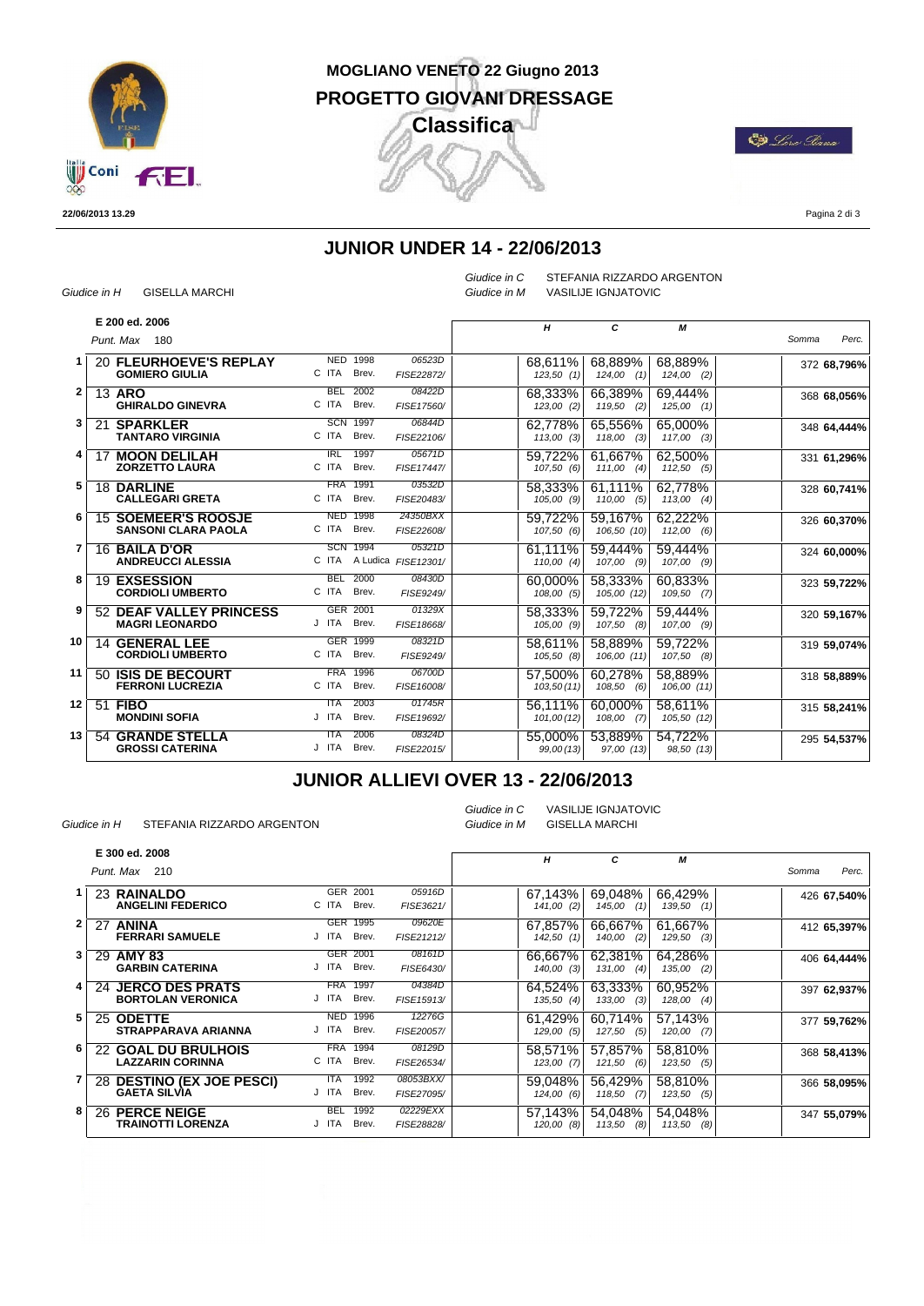# MOGLIANO VENETO 22 Giugno 2013

## PROGETTO GIOVANI DRESSAGE

### Classifica

22/06/2013 13.29

## JUNIOR UNDER 14 - 22/06/2013

Giudice in H GISELLA MARCHI

Giudice in C STEFANIA RIZZARDO ARGENTON
Giudice in M VASILIJE IGNJATOVIC

**E 200 ed. 2006**
*Punt. Max* 180

| | Cavallo / Cavaliere | | | H | C | M | Somma | Perc. |
|---|---|---|---|---|---|---|---|---|
| 1 | 20 **FLEURHOEVE'S REPLAY** / **GOMIERO GIULIA** | NED 1998 / C ITA Brev. | 06523D / FISE22872/ | 68,611% *123,50 (1)* | 68,889% *124,00 (1)* | 68,889% *124,00 (2)* | 372 | **68,796%** |
| 2 | 13 **ARO** / **GHIRALDO GINEVRA** | BEL 2002 / C ITA Brev. | 08422D / FISE17560/ | 68,333% *123,00 (2)* | 66,389% *119,50 (2)* | 69,444% *125,00 (1)* | 368 | **68,056%** |
| 3 | 21 **SPARKLER** / **TANTARO VIRGINIA** | SCN 1997 / C ITA Brev. | 06844D / FISE22106/ | 62,778% *113,00 (3)* | 65,556% *118,00 (3)* | 65,000% *117,00 (3)* | 348 | **64,444%** |
| 4 | 17 **MOON DELILAH** / **ZORZETTO LAURA** | IRL 1997 / C ITA Brev. | 05671D / FISE17447/ | 59,722% *107,50 (6)* | 61,667% *111,00 (4)* | 62,500% *112,50 (5)* | 331 | **61,296%** |
| 5 | 18 **DARLINE** / **CALLEGARI GRETA** | FRA 1991 / C ITA Brev. | 03532D / FISE20483/ | 58,333% *105,00 (9)* | 61,111% *110,00 (5)* | 62,778% *113,00 (4)* | 328 | **60,741%** |
| 6 | 15 **SOEMEER'S ROOSJE** / **SANSONI CLARA PAOLA** | NED 1998 / C ITA Brev. | 24350BXX / FISE22608/ | 59,722% *107,50 (6)* | 59,167% *106,50 (10)* | 62,222% *112,00 (6)* | 326 | **60,370%** |
| 7 | 16 **BAILA D'OR** / **ANDREUCCI ALESSIA** | SCN 1994 / C ITA A Ludica | 05321D / FISE12301/ | 61,111% *110,00 (4)* | 59,444% *107,00 (9)* | 59,444% *107,00 (9)* | 324 | **60,000%** |
| 8 | 19 **EXSESSION** / **CORDIOLI UMBERTO** | BEL 2000 / C ITA Brev. | 08430D / FISE9249/ | 60,000% *108,00 (5)* | 58,333% *105,00 (12)* | 60,833% *109,50 (7)* | 323 | **59,722%** |
| 9 | 52 **DEAF VALLEY PRINCESS** / **MAGRI LEONARDO** | GER 2001 / J ITA Brev. | 01329X / FISE18668/ | 58,333% *105,00 (9)* | 59,722% *107,50 (8)* | 59,444% *107,00 (9)* | 320 | **59,167%** |
| 10 | 14 **GENERAL LEE** / **CORDIOLI UMBERTO** | GER 1999 / C ITA Brev. | 08321D / FISE9249/ | 58,611% *105,50 (8)* | 58,889% *106,00 (11)* | 59,722% *107,50 (8)* | 319 | **59,074%** |
| 11 | 50 **ISIS DE BECOURT** / **FERRONI LUCREZIA** | FRA 1996 / C ITA Brev. | 06700D / FISE16008/ | 57,500% *103,50 (11)* | 60,278% *108,50 (6)* | 58,889% *106,00 (11)* | 318 | **58,889%** |
| 12 | 51 **FIBO** / **MONDINI SOFIA** | ITA 2003 / J ITA Brev. | 01745R / FISE19692/ | 56,111% *101,00 (12)* | 60,000% *108,00 (7)* | 58,611% *105,50 (12)* | 315 | **58,241%** |
| 13 | 54 **GRANDE STELLA** / **GROSSI CATERINA** | ITA 2006 / J ITA Brev. | 08324D / FISE22015/ | 55,000% *99,00 (13)* | 53,889% *97,00 (13)* | 54,722% *98,50 (13)* | 295 | **54,537%** |

## JUNIOR ALLIEVI OVER 13 - 22/06/2013

Giudice in H STEFANIA RIZZARDO ARGENTON

Giudice in C VASILIJE IGNJATOVIC
Giudice in M GISELLA MARCHI

**E 300 ed. 2008**
*Punt. Max* 210

| | Cavallo / Cavaliere | | | H | C | M | Somma | Perc. |
|---|---|---|---|---|---|---|---|---|
| 1 | 23 **RAINALDO** / **ANGELINI FEDERICO** | GER 2001 / C ITA Brev. | 05916D / FISE3621/ | 67,143% *141,00 (2)* | 69,048% *145,00 (1)* | 66,429% *139,50 (1)* | 426 | **67,540%** |
| 2 | 27 **ANINA** / **FERRARI SAMUELE** | GER 1995 / J ITA Brev. | 09620E / FISE21212/ | 67,857% *142,50 (1)* | 66,667% *140,00 (2)* | 61,667% *129,50 (3)* | 412 | **65,397%** |
| 3 | 29 **AMY 83** / **GARBIN CATERINA** | GER 2001 / J ITA Brev. | 08161D / FISE6430/ | 66,667% *140,00 (3)* | 62,381% *131,00 (4)* | 64,286% *135,00 (2)* | 406 | **64,444%** |
| 4 | 24 **JERCO DES PRATS** / **BORTOLAN VERONICA** | FRA 1997 / J ITA Brev. | 04384D / FISE15913/ | 64,524% *135,50 (4)* | 63,333% *133,00 (3)* | 60,952% *128,00 (4)* | 397 | **62,937%** |
| 5 | 25 **ODETTE** / **STRAPPARAVA ARIANNA** | NED 1996 / J ITA Brev. | 12276G / FISE20057/ | 61,429% *129,00 (5)* | 60,714% *127,50 (5)* | 57,143% *120,00 (7)* | 377 | **59,762%** |
| 6 | 22 **GOAL DU BRULHOIS** / **LAZZARIN CORINNA** | FRA 1994 / C ITA Brev. | 08129D / FISE26534/ | 58,571% *123,00 (7)* | 57,857% *121,50 (6)* | 58,810% *123,50 (5)* | 368 | **58,413%** |
| 7 | 28 **DESTINO (EX JOE PESCI)** / **GAETA SILVIA** | ITA 1992 / J ITA Brev. | 08053BXX/ / FISE27095/ | 59,048% *124,00 (6)* | 56,429% *118,50 (7)* | 58,810% *123,50 (5)* | 366 | **58,095%** |
| 8 | 26 **PERCE NEIGE** / **TRAINOTTI LORENZA** | BEL 1992 / J ITA Brev. | 02229EXX / FISE28828/ | 57,143% *120,00 (8)* | 54,048% *113,50 (8)* | 54,048% *113,50 (8)* | 347 | **55,079%** |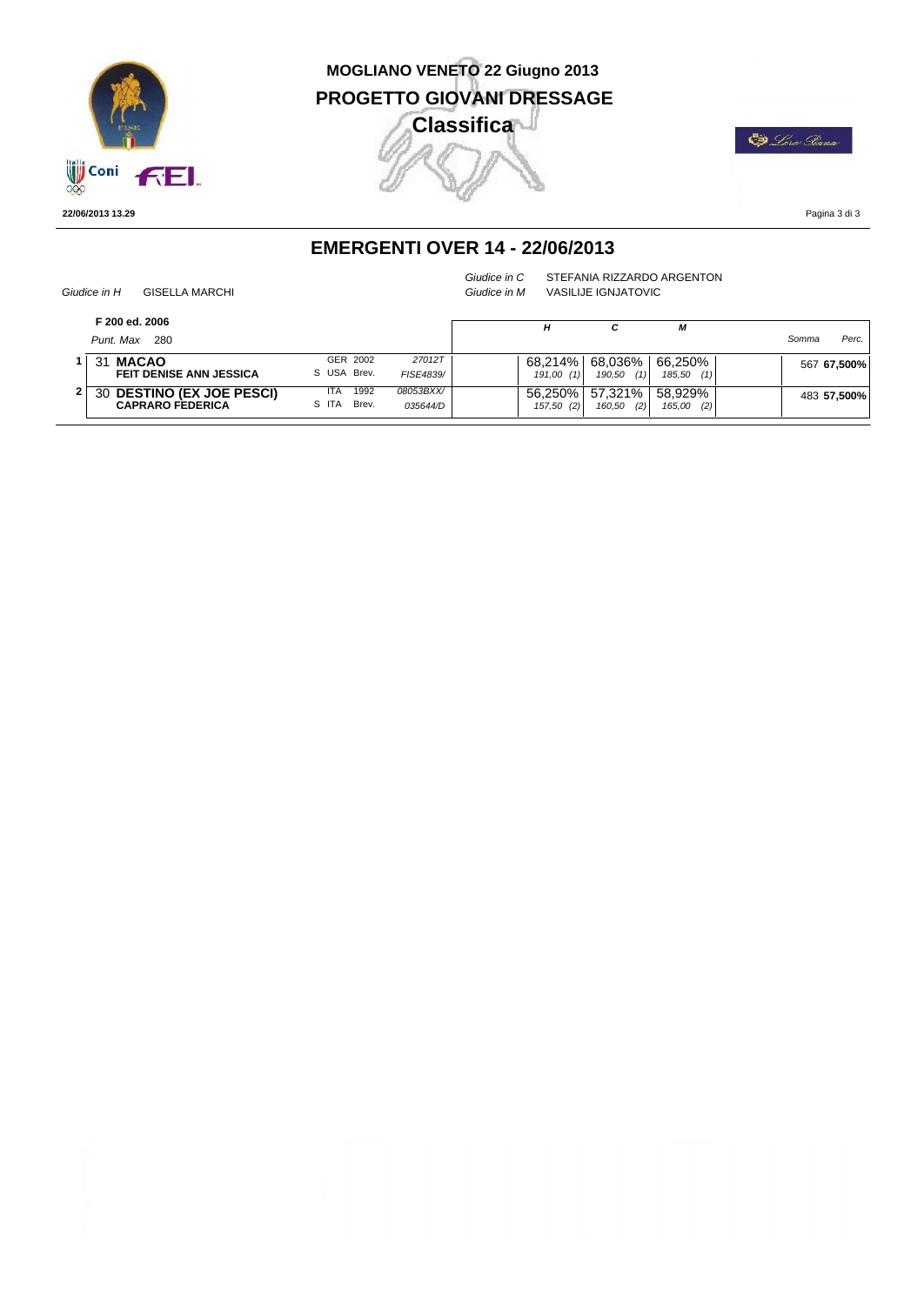**MOGLIANO VENETO 22 Giugno 2013**

**PROGETTO GIOVANI DRESSAGE**

**Classifica**

22/06/2013 13.29

## EMERGENTI OVER 14 - 22/06/2013

*Giudice in H* GISELLA MARCHI

*Giudice in C* STEFANIA RIZZARDO ARGENTON

*Giudice in M* VASILIJE IGNJATOVIC

**F 200 ed. 2006**

*Punt. Max* 280

| | | | | | H | C | M | Somma | Perc. |
|---|---|---|---|---|---|---|---|---|---|
| 1 | 31 **MACAO** **FEIT DENISE ANN JESSICA** | GER 2002 S USA Brev. | 27012T FISE4839/ | | 68,214% *191,00 (1)* | 68,036% *190,50 (1)* | 66,250% *185,50 (1)* | 567 | **67,500%** |
| 2 | 30 **DESTINO (EX JOE PESCI)** **CAPRARO FEDERICA** | ITA 1992 S ITA Brev. | 08053BXX/ 035644/D | | 56,250% *157,50 (2)* | 57,321% *160,50 (2)* | 58,929% *165,00 (2)* | 483 | **57,500%** |